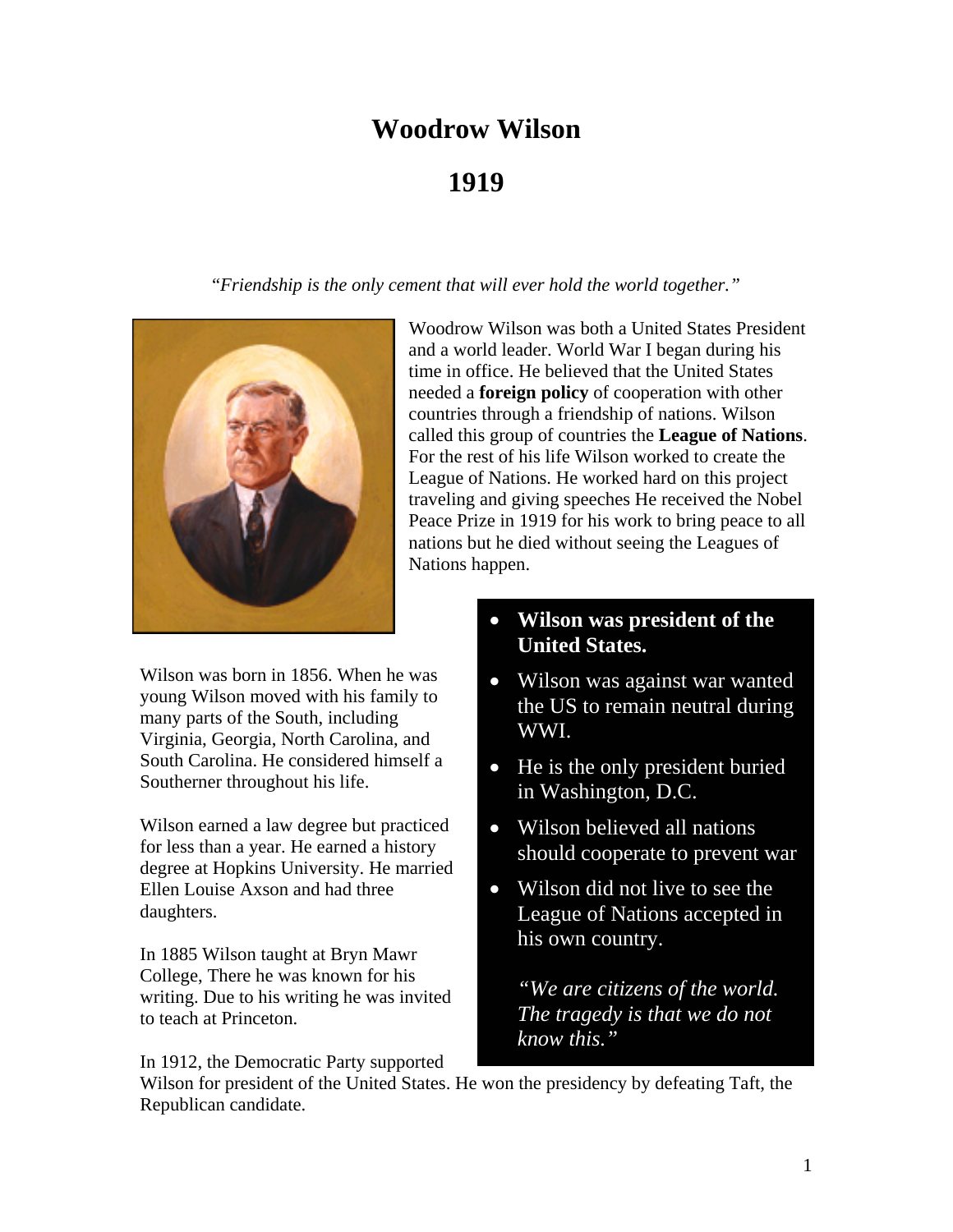# Woodrow Wilson

## 1919

*"Friendship is the only cement that will ever hold the world together."*

Woodrow Wilson was both a United States President and a world leader. World War I began during his time in office. He believed that the United States needed a **foreign policy** of cooperation with other countries through a friendship of nations. Wilson called this group of countries the **League of Nations**. For the rest of his life Wilson worked to create the League of Nations. He worked hard on this project traveling and giving speeches He received the Nobel Peace Prize in 1919 for his work to bring peace to all nations but he died without seeing the Leagues of Nations happen.

- **Wilson was president of the United States.**
- Wilson was against war wanted the US to remain neutral during WWI.
- He is the only president buried in Washington, D.C.
- Wilson believed all nations should cooperate to prevent war
- Wilson did not live to see the League of Nations accepted in his own country.

*"We are citizens of the world. The tragedy is that we do not know this."*

Wilson was born in 1856. When he was young Wilson moved with his family to many parts of the South, including Virginia, Georgia, North Carolina, and South Carolina. He considered himself a Southerner throughout his life.

Wilson earned a law degree but practiced for less than a year. He earned a history degree at Hopkins University. He married Ellen Louise Axson and had three daughters.

In 1885 Wilson taught at Bryn Mawr College, There he was known for his writing. Due to his writing he was invited to teach at Princeton.

In 1912, the Democratic Party supported Wilson for president of the United States. He won the presidency by defeating Taft, the Republican candidate.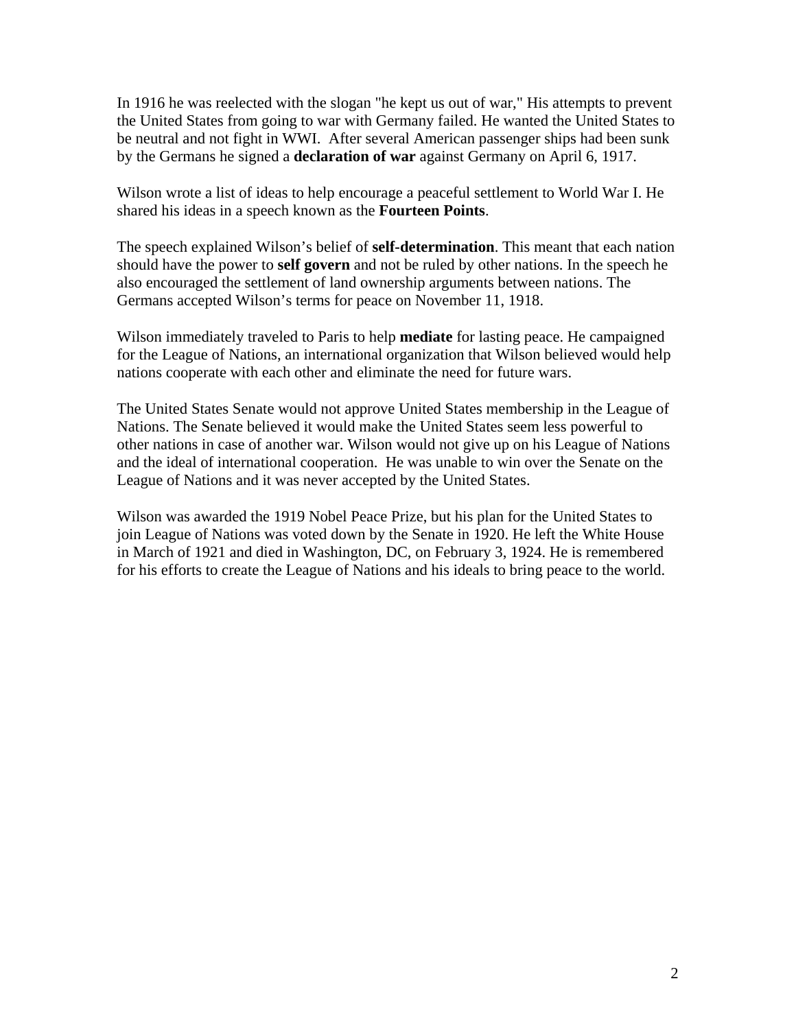In 1916 he was reelected with the slogan "he kept us out of war," His attempts to prevent the United States from going to war with Germany failed. He wanted the United States to be neutral and not fight in WWI.  After several American passenger ships had been sunk by the Germans he signed a **declaration of war** against Germany on April 6, 1917.

Wilson wrote a list of ideas to help encourage a peaceful settlement to World War I. He shared his ideas in a speech known as the **Fourteen Points**.

The speech explained Wilson's belief of **self-determination**. This meant that each nation should have the power to **self govern** and not be ruled by other nations. In the speech he also encouraged the settlement of land ownership arguments between nations. The Germans accepted Wilson's terms for peace on November 11, 1918.

Wilson immediately traveled to Paris to help **mediate** for lasting peace. He campaigned for the League of Nations, an international organization that Wilson believed would help nations cooperate with each other and eliminate the need for future wars.

The United States Senate would not approve United States membership in the League of Nations. The Senate believed it would make the United States seem less powerful to other nations in case of another war. Wilson would not give up on his League of Nations and the ideal of international cooperation.  He was unable to win over the Senate on the League of Nations and it was never accepted by the United States.

Wilson was awarded the 1919 Nobel Peace Prize, but his plan for the United States to join League of Nations was voted down by the Senate in 1920. He left the White House in March of 1921 and died in Washington, DC, on February 3, 1924. He is remembered for his efforts to create the League of Nations and his ideals to bring peace to the world.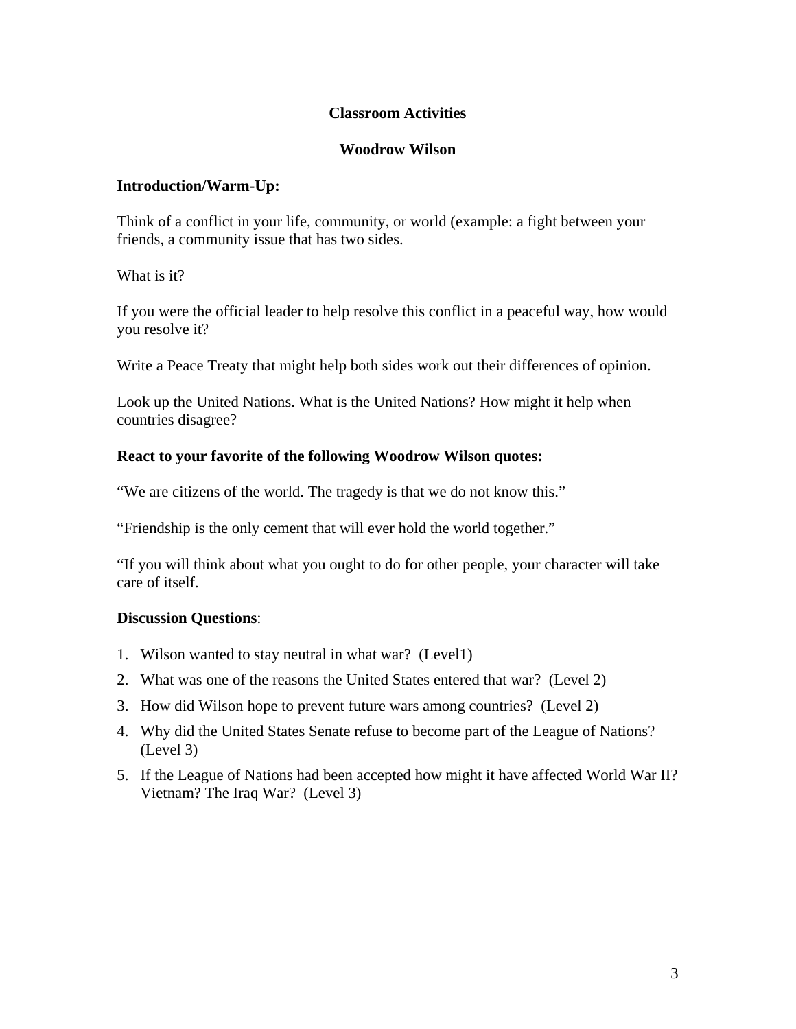**Classroom Activities**

**Woodrow Wilson**

**Introduction/Warm-Up:**

Think of a conflict in your life, community, or world (example: a fight between your friends, a community issue that has two sides.

What is it?

If you were the official leader to help resolve this conflict in a peaceful way, how would you resolve it?

Write a Peace Treaty that might help both sides work out their differences of opinion.

Look up the United Nations. What is the United Nations? How might it help when countries disagree?

**React to your favorite of the following Woodrow Wilson quotes:**

"We are citizens of the world. The tragedy is that we do not know this."

"Friendship is the only cement that will ever hold the world together."

"If you will think about what you ought to do for other people, your character will take care of itself.

**Discussion Questions**:

1. Wilson wanted to stay neutral in what war? (Level1)
2. What was one of the reasons the United States entered that war? (Level 2)
3. How did Wilson hope to prevent future wars among countries? (Level 2)
4. Why did the United States Senate refuse to become part of the League of Nations? (Level 3)
5. If the League of Nations had been accepted how might it have affected World War II? Vietnam? The Iraq War? (Level 3)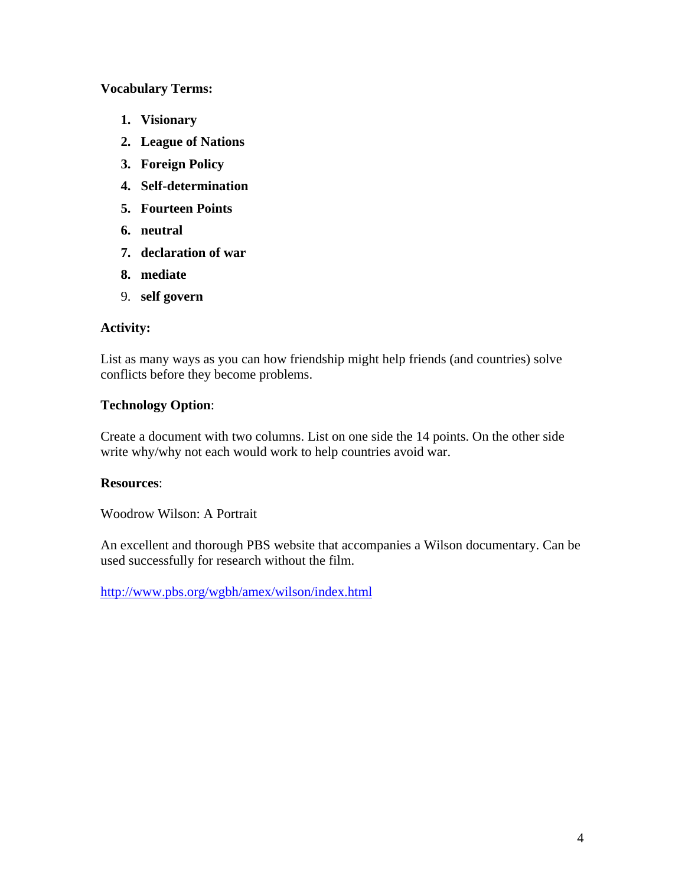**Vocabulary Terms:**

1. **Visionary**
2. **League of Nations**
3. **Foreign Policy**
4. **Self-determination**
5. **Fourteen Points**
6. **neutral**
7. **declaration of war**
8. **mediate**
9. **self govern**

**Activity:**

List as many ways as you can how friendship might help friends (and countries) solve conflicts before they become problems.

**Technology Option**:

Create a document with two columns. List on one side the 14 points. On the other side write why/why not each would work to help countries avoid war.

**Resources**:

Woodrow Wilson: A Portrait

An excellent and thorough PBS website that accompanies a Wilson documentary. Can be used successfully for research without the film.

http://www.pbs.org/wgbh/amex/wilson/index.html